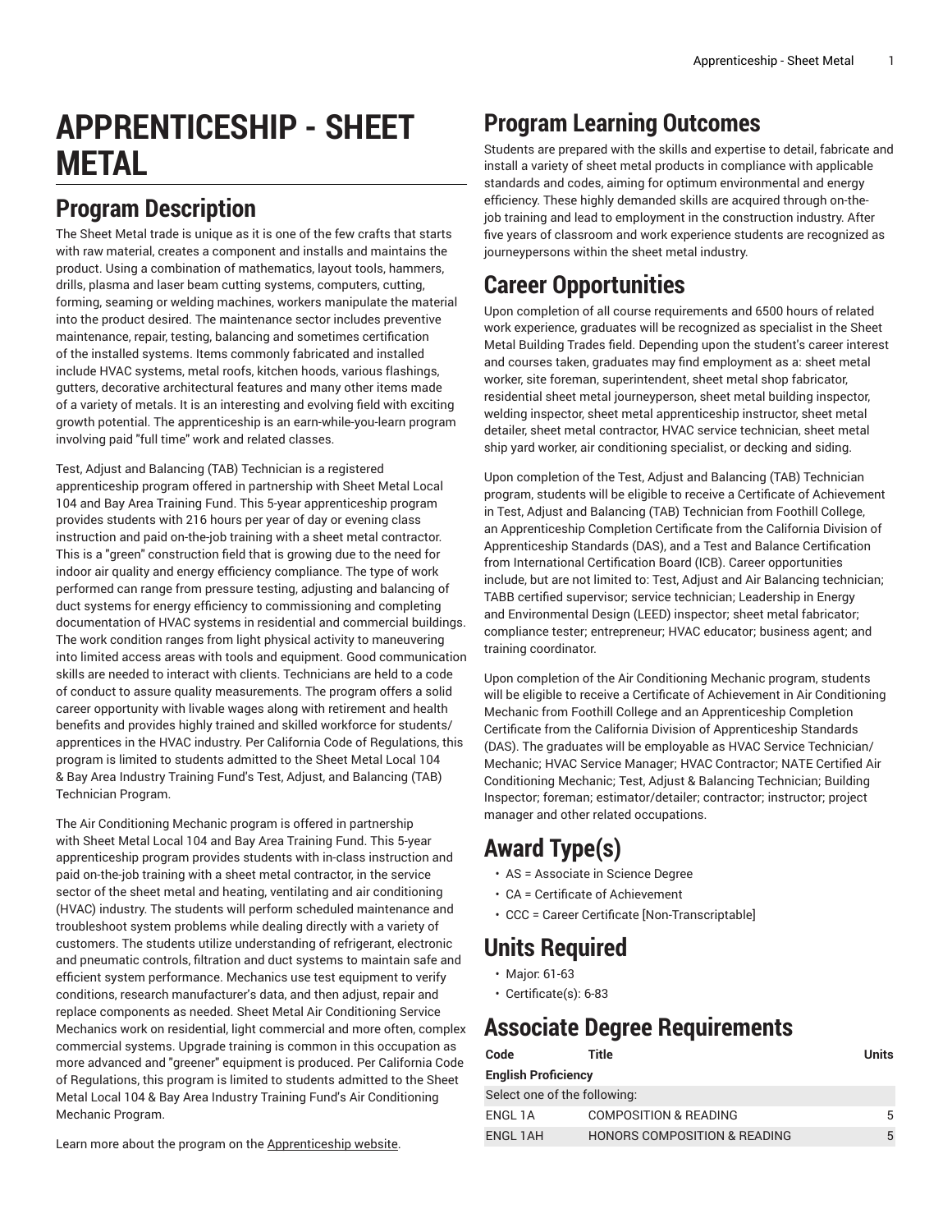# APPRENTICESHIP - SHEET METAL

## Program Description

The Sheet Metal trade is unique as it is one of the few crafts that starts with raw material, creates a component and installs and maintains the product. Using a combination of mathematics, layout tools, hammers, drills, plasma and laser beam cutting systems, computers, cutting, forming, seaming or welding machines, workers manipulate the material into the product desired. The maintenance sector includes preventive maintenance, repair, testing, balancing and sometimes certification of the installed systems. Items commonly fabricated and installed include HVAC systems, metal roofs, kitchen hoods, various flashings, gutters, decorative architectural features and many other items made of a variety of metals. It is an interesting and evolving field with exciting growth potential. The apprenticeship is an earn-while-you-learn program involving paid "full time" work and related classes.

Test, Adjust and Balancing (TAB) Technician is a registered apprenticeship program offered in partnership with Sheet Metal Local 104 and Bay Area Training Fund. This 5-year apprenticeship program provides students with 216 hours per year of day or evening class instruction and paid on-the-job training with a sheet metal contractor. This is a "green" construction field that is growing due to the need for indoor air quality and energy efficiency compliance. The type of work performed can range from pressure testing, adjusting and balancing of duct systems for energy efficiency to commissioning and completing documentation of HVAC systems in residential and commercial buildings. The work condition ranges from light physical activity to maneuvering into limited access areas with tools and equipment. Good communication skills are needed to interact with clients. Technicians are held to a code of conduct to assure quality measurements. The program offers a solid career opportunity with livable wages along with retirement and health benefits and provides highly trained and skilled workforce for students/apprentices in the HVAC industry. Per California Code of Regulations, this program is limited to students admitted to the Sheet Metal Local 104 & Bay Area Industry Training Fund's Test, Adjust, and Balancing (TAB) Technician Program.

The Air Conditioning Mechanic program is offered in partnership with Sheet Metal Local 104 and Bay Area Training Fund. This 5-year apprenticeship program provides students with in-class instruction and paid on-the-job training with a sheet metal contractor, in the service sector of the sheet metal and heating, ventilating and air conditioning (HVAC) industry. The students will perform scheduled maintenance and troubleshoot system problems while dealing directly with a variety of customers. The students utilize understanding of refrigerant, electronic and pneumatic controls, filtration and duct systems to maintain safe and efficient system performance. Mechanics use test equipment to verify conditions, research manufacturer's data, and then adjust, repair and replace components as needed. Sheet Metal Air Conditioning Service Mechanics work on residential, light commercial and more often, complex commercial systems. Upgrade training is common in this occupation as more advanced and "greener" equipment is produced. Per California Code of Regulations, this program is limited to students admitted to the Sheet Metal Local 104 & Bay Area Industry Training Fund's Air Conditioning Mechanic Program.

Learn more about the program on the Apprenticeship website.

## Program Learning Outcomes

Students are prepared with the skills and expertise to detail, fabricate and install a variety of sheet metal products in compliance with applicable standards and codes, aiming for optimum environmental and energy efficiency. These highly demanded skills are acquired through on-the-job training and lead to employment in the construction industry. After five years of classroom and work experience students are recognized as journeypersons within the sheet metal industry.

## Career Opportunities

Upon completion of all course requirements and 6500 hours of related work experience, graduates will be recognized as specialist in the Sheet Metal Building Trades field. Depending upon the student's career interest and courses taken, graduates may find employment as a: sheet metal worker, site foreman, superintendent, sheet metal shop fabricator, residential sheet metal journeyperson, sheet metal building inspector, welding inspector, sheet metal apprenticeship instructor, sheet metal detailer, sheet metal contractor, HVAC service technician, sheet metal ship yard worker, air conditioning specialist, or decking and siding.

Upon completion of the Test, Adjust and Balancing (TAB) Technician program, students will be eligible to receive a Certificate of Achievement in Test, Adjust and Balancing (TAB) Technician from Foothill College, an Apprenticeship Completion Certificate from the California Division of Apprenticeship Standards (DAS), and a Test and Balance Certification from International Certification Board (ICB). Career opportunities include, but are not limited to: Test, Adjust and Air Balancing technician; TABB certified supervisor; service technician; Leadership in Energy and Environmental Design (LEED) inspector; sheet metal fabricator; compliance tester; entrepreneur; HVAC educator; business agent; and training coordinator.

Upon completion of the Air Conditioning Mechanic program, students will be eligible to receive a Certificate of Achievement in Air Conditioning Mechanic from Foothill College and an Apprenticeship Completion Certificate from the California Division of Apprenticeship Standards (DAS). The graduates will be employable as HVAC Service Technician/Mechanic; HVAC Service Manager; HVAC Contractor; NATE Certified Air Conditioning Mechanic; Test, Adjust & Balancing Technician; Building Inspector; foreman; estimator/detailer; contractor; instructor; project manager and other related occupations.

## Award Type(s)

- AS = Associate in Science Degree
- CA = Certificate of Achievement
- CCC = Career Certificate [Non-Transcriptable]

## Units Required

- Major: 61-63
- Certificate(s): 6-83

## Associate Degree Requirements

| Code | Title | Units |
|---|---|---|
| **English Proficiency** | | |
| Select one of the following: | | |
| ENGL 1A | COMPOSITION & READING | 5 |
| ENGL 1AH | HONORS COMPOSITION & READING | 5 |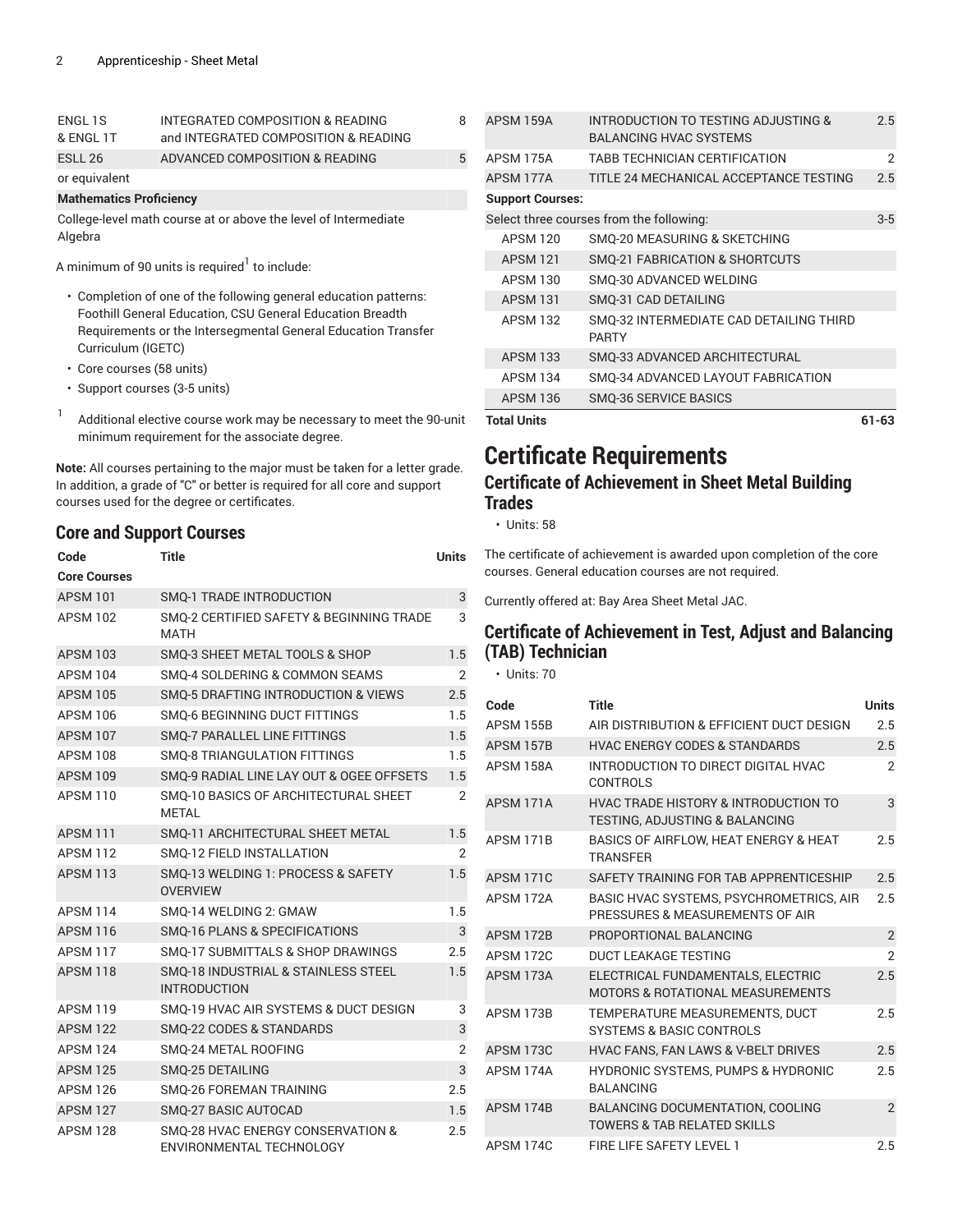| | | |
|---|---|---|
| ENGL 1S & ENGL 1T | INTEGRATED COMPOSITION & READING and INTEGRATED COMPOSITION & READING | 8 |
| ESLL 26 | ADVANCED COMPOSITION & READING | 5 |
| or equivalent | | |
| **Mathematics Proficiency** | | |
| College-level math course at or above the level of Intermediate Algebra | | |

A minimum of 90 units is required[1] to include:

- Completion of one of the following general education patterns: Foothill General Education, CSU General Education Breadth Requirements or the Intersegmental General Education Transfer Curriculum (IGETC)
- Core courses (58 units)
- Support courses (3-5 units)

[1] Additional elective course work may be necessary to meet the 90-unit minimum requirement for the associate degree.

**Note:** All courses pertaining to the major must be taken for a letter grade. In addition, a grade of "C" or better is required for all core and support courses used for the degree or certificates.

## Core and Support Courses

| Code | Title | Units |
|---|---|---|
| **Core Courses** | | |
| APSM 101 | SMQ-1 TRADE INTRODUCTION | 3 |
| APSM 102 | SMQ-2 CERTIFIED SAFETY & BEGINNING TRADE MATH | 3 |
| APSM 103 | SMQ-3 SHEET METAL TOOLS & SHOP | 1.5 |
| APSM 104 | SMQ-4 SOLDERING & COMMON SEAMS | 2 |
| APSM 105 | SMQ-5 DRAFTING INTRODUCTION & VIEWS | 2.5 |
| APSM 106 | SMQ-6 BEGINNING DUCT FITTINGS | 1.5 |
| APSM 107 | SMQ-7 PARALLEL LINE FITTINGS | 1.5 |
| APSM 108 | SMQ-8 TRIANGULATION FITTINGS | 1.5 |
| APSM 109 | SMQ-9 RADIAL LINE LAY OUT & OGEE OFFSETS | 1.5 |
| APSM 110 | SMQ-10 BASICS OF ARCHITECTURAL SHEET METAL | 2 |
| APSM 111 | SMQ-11 ARCHITECTURAL SHEET METAL | 1.5 |
| APSM 112 | SMQ-12 FIELD INSTALLATION | 2 |
| APSM 113 | SMQ-13 WELDING 1: PROCESS & SAFETY OVERVIEW | 1.5 |
| APSM 114 | SMQ-14 WELDING 2: GMAW | 1.5 |
| APSM 116 | SMQ-16 PLANS & SPECIFICATIONS | 3 |
| APSM 117 | SMQ-17 SUBMITTALS & SHOP DRAWINGS | 2.5 |
| APSM 118 | SMQ-18 INDUSTRIAL & STAINLESS STEEL INTRODUCTION | 1.5 |
| APSM 119 | SMQ-19 HVAC AIR SYSTEMS & DUCT DESIGN | 3 |
| APSM 122 | SMQ-22 CODES & STANDARDS | 3 |
| APSM 124 | SMQ-24 METAL ROOFING | 2 |
| APSM 125 | SMQ-25 DETAILING | 3 |
| APSM 126 | SMQ-26 FOREMAN TRAINING | 2.5 |
| APSM 127 | SMQ-27 BASIC AUTOCAD | 1.5 |
| APSM 128 | SMQ-28 HVAC ENERGY CONSERVATION & ENVIRONMENTAL TECHNOLOGY | 2.5 |
| APSM 159A | INTRODUCTION TO TESTING ADJUSTING & BALANCING HVAC SYSTEMS | 2.5 |
| APSM 175A | TABB TECHNICIAN CERTIFICATION | 2 |
| APSM 177A | TITLE 24 MECHANICAL ACCEPTANCE TESTING | 2.5 |
| **Support Courses:** | | |
| Select three courses from the following: | | 3-5 |
| APSM 120 | SMQ-20 MEASURING & SKETCHING | |
| APSM 121 | SMQ-21 FABRICATION & SHORTCUTS | |
| APSM 130 | SMQ-30 ADVANCED WELDING | |
| APSM 131 | SMQ-31 CAD DETAILING | |
| APSM 132 | SMQ-32 INTERMEDIATE CAD DETAILING THIRD PARTY | |
| APSM 133 | SMQ-33 ADVANCED ARCHITECTURAL | |
| APSM 134 | SMQ-34 ADVANCED LAYOUT FABRICATION | |
| APSM 136 | SMQ-36 SERVICE BASICS | |
| **Total Units** | | **61-63** |

# Certificate Requirements

## Certificate of Achievement in Sheet Metal Building Trades

- Units: 58

The certificate of achievement is awarded upon completion of the core courses. General education courses are not required.

Currently offered at: Bay Area Sheet Metal JAC.

## Certificate of Achievement in Test, Adjust and Balancing (TAB) Technician

- Units: 70

| Code | Title | Units |
|---|---|---|
| APSM 155B | AIR DISTRIBUTION & EFFICIENT DUCT DESIGN | 2.5 |
| APSM 157B | HVAC ENERGY CODES & STANDARDS | 2.5 |
| APSM 158A | INTRODUCTION TO DIRECT DIGITAL HVAC CONTROLS | 2 |
| APSM 171A | HVAC TRADE HISTORY & INTRODUCTION TO TESTING, ADJUSTING & BALANCING | 3 |
| APSM 171B | BASICS OF AIRFLOW, HEAT ENERGY & HEAT TRANSFER | 2.5 |
| APSM 171C | SAFETY TRAINING FOR TAB APPRENTICESHIP | 2.5 |
| APSM 172A | BASIC HVAC SYSTEMS, PSYCHROMETRICS, AIR PRESSURES & MEASUREMENTS OF AIR | 2.5 |
| APSM 172B | PROPORTIONAL BALANCING | 2 |
| APSM 172C | DUCT LEAKAGE TESTING | 2 |
| APSM 173A | ELECTRICAL FUNDAMENTALS, ELECTRIC MOTORS & ROTATIONAL MEASUREMENTS | 2.5 |
| APSM 173B | TEMPERATURE MEASUREMENTS, DUCT SYSTEMS & BASIC CONTROLS | 2.5 |
| APSM 173C | HVAC FANS, FAN LAWS & V-BELT DRIVES | 2.5 |
| APSM 174A | HYDRONIC SYSTEMS, PUMPS & HYDRONIC BALANCING | 2.5 |
| APSM 174B | BALANCING DOCUMENTATION, COOLING TOWERS & TAB RELATED SKILLS | 2 |
| APSM 174C | FIRE LIFE SAFETY LEVEL 1 | 2.5 |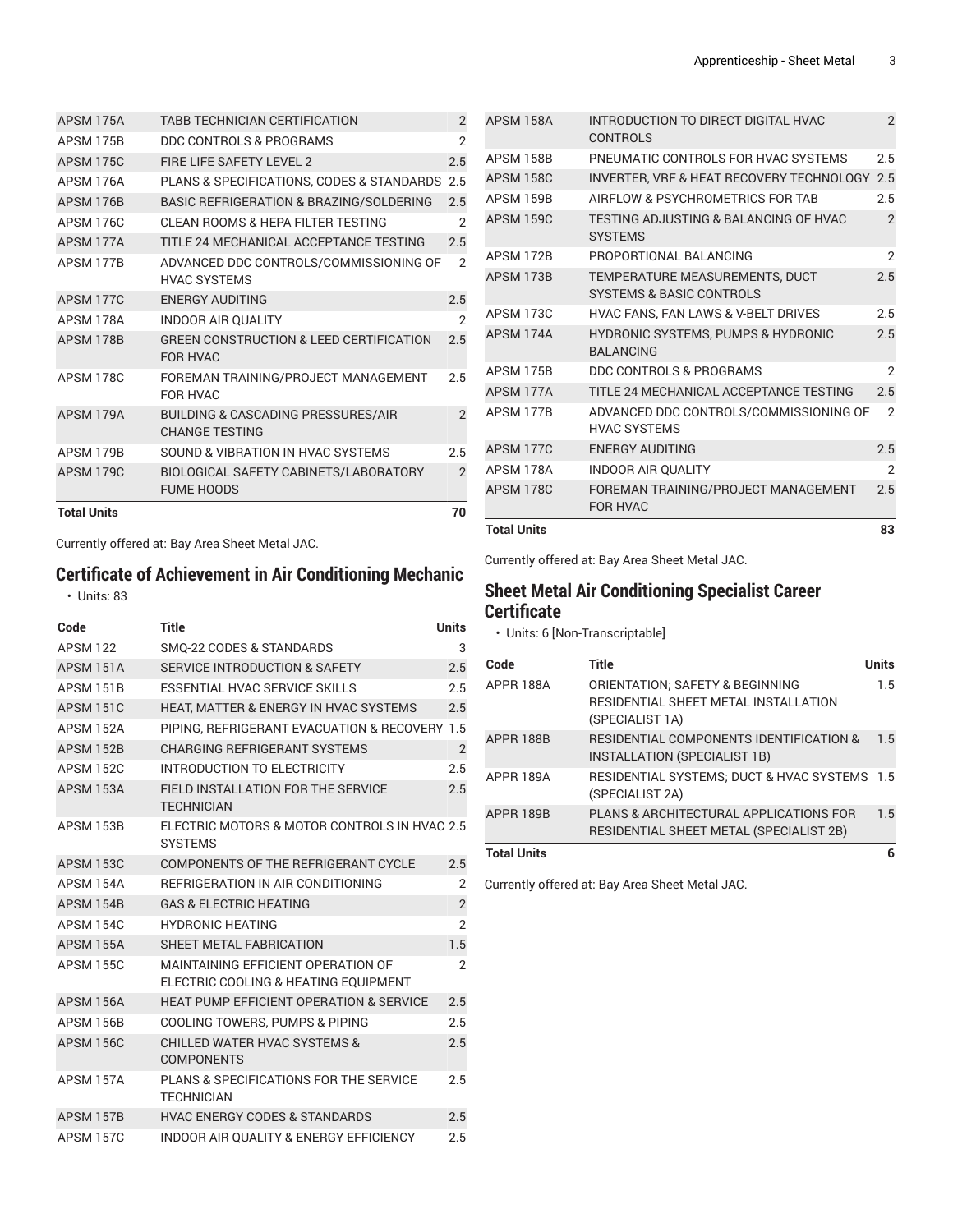| | | |
|---|---|---|
| APSM 175A | TABB TECHNICIAN CERTIFICATION | 2 |
| APSM 175B | DDC CONTROLS & PROGRAMS | 2 |
| APSM 175C | FIRE LIFE SAFETY LEVEL 2 | 2.5 |
| APSM 176A | PLANS & SPECIFICATIONS, CODES & STANDARDS | 2.5 |
| APSM 176B | BASIC REFRIGERATION & BRAZING/SOLDERING | 2.5 |
| APSM 176C | CLEAN ROOMS & HEPA FILTER TESTING | 2 |
| APSM 177A | TITLE 24 MECHANICAL ACCEPTANCE TESTING | 2.5 |
| APSM 177B | ADVANCED DDC CONTROLS/COMMISSIONING OF HVAC SYSTEMS | 2 |
| APSM 177C | ENERGY AUDITING | 2.5 |
| APSM 178A | INDOOR AIR QUALITY | 2 |
| APSM 178B | GREEN CONSTRUCTION & LEED CERTIFICATION FOR HVAC | 2.5 |
| APSM 178C | FOREMAN TRAINING/PROJECT MANAGEMENT FOR HVAC | 2.5 |
| APSM 179A | BUILDING & CASCADING PRESSURES/AIR CHANGE TESTING | 2 |
| APSM 179B | SOUND & VIBRATION IN HVAC SYSTEMS | 2.5 |
| APSM 179C | BIOLOGICAL SAFETY CABINETS/LABORATORY FUME HOODS | 2 |
| **Total Units** | | **70** |

Currently offered at: Bay Area Sheet Metal JAC.

## Certificate of Achievement in Air Conditioning Mechanic

- Units: 83

| Code | Title | Units |
|---|---|---|
| APSM 122 | SMQ-22 CODES & STANDARDS | 3 |
| APSM 151A | SERVICE INTRODUCTION & SAFETY | 2.5 |
| APSM 151B | ESSENTIAL HVAC SERVICE SKILLS | 2.5 |
| APSM 151C | HEAT, MATTER & ENERGY IN HVAC SYSTEMS | 2.5 |
| APSM 152A | PIPING, REFRIGERANT EVACUATION & RECOVERY | 1.5 |
| APSM 152B | CHARGING REFRIGERANT SYSTEMS | 2 |
| APSM 152C | INTRODUCTION TO ELECTRICITY | 2.5 |
| APSM 153A | FIELD INSTALLATION FOR THE SERVICE TECHNICIAN | 2.5 |
| APSM 153B | ELECTRIC MOTORS & MOTOR CONTROLS IN HVAC SYSTEMS | 2.5 |
| APSM 153C | COMPONENTS OF THE REFRIGERANT CYCLE | 2.5 |
| APSM 154A | REFRIGERATION IN AIR CONDITIONING | 2 |
| APSM 154B | GAS & ELECTRIC HEATING | 2 |
| APSM 154C | HYDRONIC HEATING | 2 |
| APSM 155A | SHEET METAL FABRICATION | 1.5 |
| APSM 155C | MAINTAINING EFFICIENT OPERATION OF ELECTRIC COOLING & HEATING EQUIPMENT | 2 |
| APSM 156A | HEAT PUMP EFFICIENT OPERATION & SERVICE | 2.5 |
| APSM 156B | COOLING TOWERS, PUMPS & PIPING | 2.5 |
| APSM 156C | CHILLED WATER HVAC SYSTEMS & COMPONENTS | 2.5 |
| APSM 157A | PLANS & SPECIFICATIONS FOR THE SERVICE TECHNICIAN | 2.5 |
| APSM 157B | HVAC ENERGY CODES & STANDARDS | 2.5 |
| APSM 157C | INDOOR AIR QUALITY & ENERGY EFFICIENCY | 2.5 |
| APSM 158A | INTRODUCTION TO DIRECT DIGITAL HVAC CONTROLS | 2 |
| APSM 158B | PNEUMATIC CONTROLS FOR HVAC SYSTEMS | 2.5 |
| APSM 158C | INVERTER, VRF & HEAT RECOVERY TECHNOLOGY | 2.5 |
| APSM 159B | AIRFLOW & PSYCHROMETRICS FOR TAB | 2.5 |
| APSM 159C | TESTING ADJUSTING & BALANCING OF HVAC SYSTEMS | 2 |
| APSM 172B | PROPORTIONAL BALANCING | 2 |
| APSM 173B | TEMPERATURE MEASUREMENTS, DUCT SYSTEMS & BASIC CONTROLS | 2.5 |
| APSM 173C | HVAC FANS, FAN LAWS & V-BELT DRIVES | 2.5 |
| APSM 174A | HYDRONIC SYSTEMS, PUMPS & HYDRONIC BALANCING | 2.5 |
| APSM 175B | DDC CONTROLS & PROGRAMS | 2 |
| APSM 177A | TITLE 24 MECHANICAL ACCEPTANCE TESTING | 2.5 |
| APSM 177B | ADVANCED DDC CONTROLS/COMMISSIONING OF HVAC SYSTEMS | 2 |
| APSM 177C | ENERGY AUDITING | 2.5 |
| APSM 178A | INDOOR AIR QUALITY | 2 |
| APSM 178C | FOREMAN TRAINING/PROJECT MANAGEMENT FOR HVAC | 2.5 |
| **Total Units** | | **83** |

Currently offered at: Bay Area Sheet Metal JAC.

## Sheet Metal Air Conditioning Specialist Career Certificate

- Units: 6 [Non-Transcriptable]

| Code | Title | Units |
|---|---|---|
| APPR 188A | ORIENTATION; SAFETY & BEGINNING RESIDENTIAL SHEET METAL INSTALLATION (SPECIALIST 1A) | 1.5 |
| APPR 188B | RESIDENTIAL COMPONENTS IDENTIFICATION & INSTALLATION (SPECIALIST 1B) | 1.5 |
| APPR 189A | RESIDENTIAL SYSTEMS; DUCT & HVAC SYSTEMS (SPECIALIST 2A) | 1.5 |
| APPR 189B | PLANS & ARCHITECTURAL APPLICATIONS FOR RESIDENTIAL SHEET METAL (SPECIALIST 2B) | 1.5 |
| **Total Units** | | **6** |

Currently offered at: Bay Area Sheet Metal JAC.